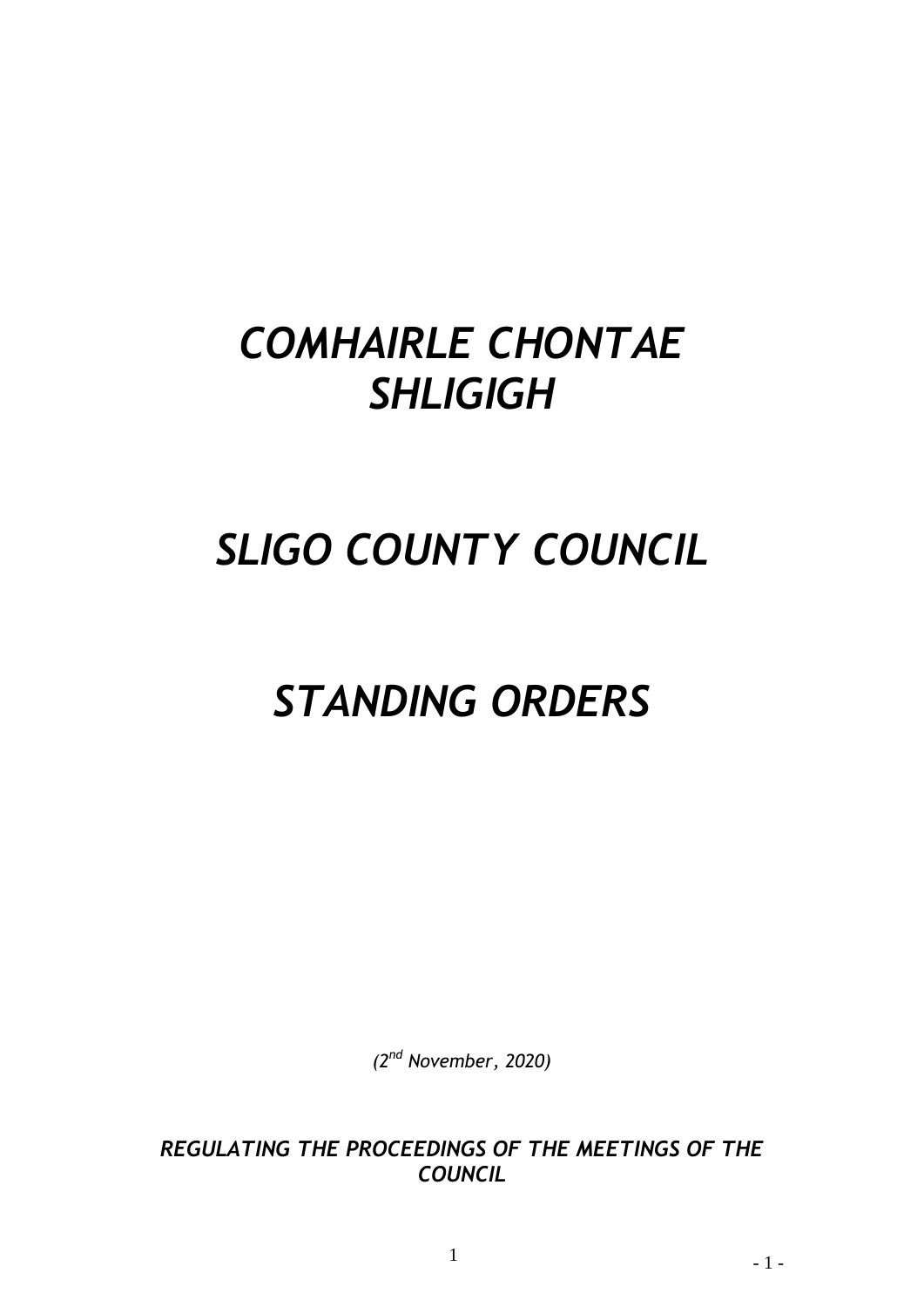# *COMHAIRLE CHONTAE SHLIGIGH*

# *SLIGO COUNTY COUNCIL*

# *STANDING ORDERS*

*(2nd November, 2020)*

***REGULATING THE PROCEEDINGS OF THE MEETINGS OF THE COUNCIL***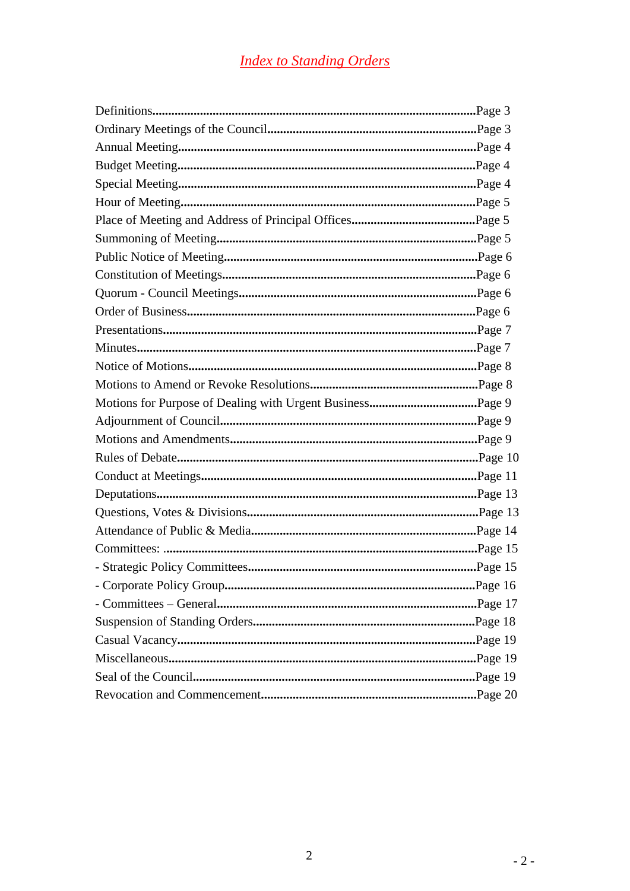# *Index to Standing Orders*

Definitions......................................................................................................Page 3
Ordinary Meetings of the Council..................................................................Page 3
Annual Meeting.............................................................................................Page 4
Budget Meeting.............................................................................................Page 4
Special Meeting.............................................................................................Page 4
Hour of Meeting............................................................................................Page 5
Place of Meeting and Address of Principal Offices.......................................Page 5
Summoning of Meeting.................................................................................Page 5
Public Notice of Meeting...............................................................................Page 6
Constitution of Meetings...............................................................................Page 6
Quorum - Council Meetings..........................................................................Page 6
Order of Business..........................................................................................Page 6
Presentations..................................................................................................Page 7
Minutes..........................................................................................................Page 7
Notice of Motions..........................................................................................Page 8
Motions to Amend or Revoke Resolutions....................................................Page 8
Motions for Purpose of Dealing with Urgent Business..................................Page 9
Adjournment of Council................................................................................Page 9
Motions and Amendments.............................................................................Page 9
Rules of Debate.............................................................................................Page 10
Conduct at Meetings......................................................................................Page 11
Deputations....................................................................................................Page 13
Questions, Votes & Divisions........................................................................Page 13
Attendance of Public & Media......................................................................Page 14
Committees: ..................................................................................................Page 15
- Strategic Policy Committees.......................................................................Page 15
- Corporate Policy Group..............................................................................Page 16
- Committees – General.................................................................................Page 17
Suspension of Standing Orders......................................................................Page 18
Casual Vacancy.............................................................................................Page 19
Miscellaneous................................................................................................Page 19
Seal of the Council........................................................................................Page 19
Revocation and Commencement....................................................................Page 20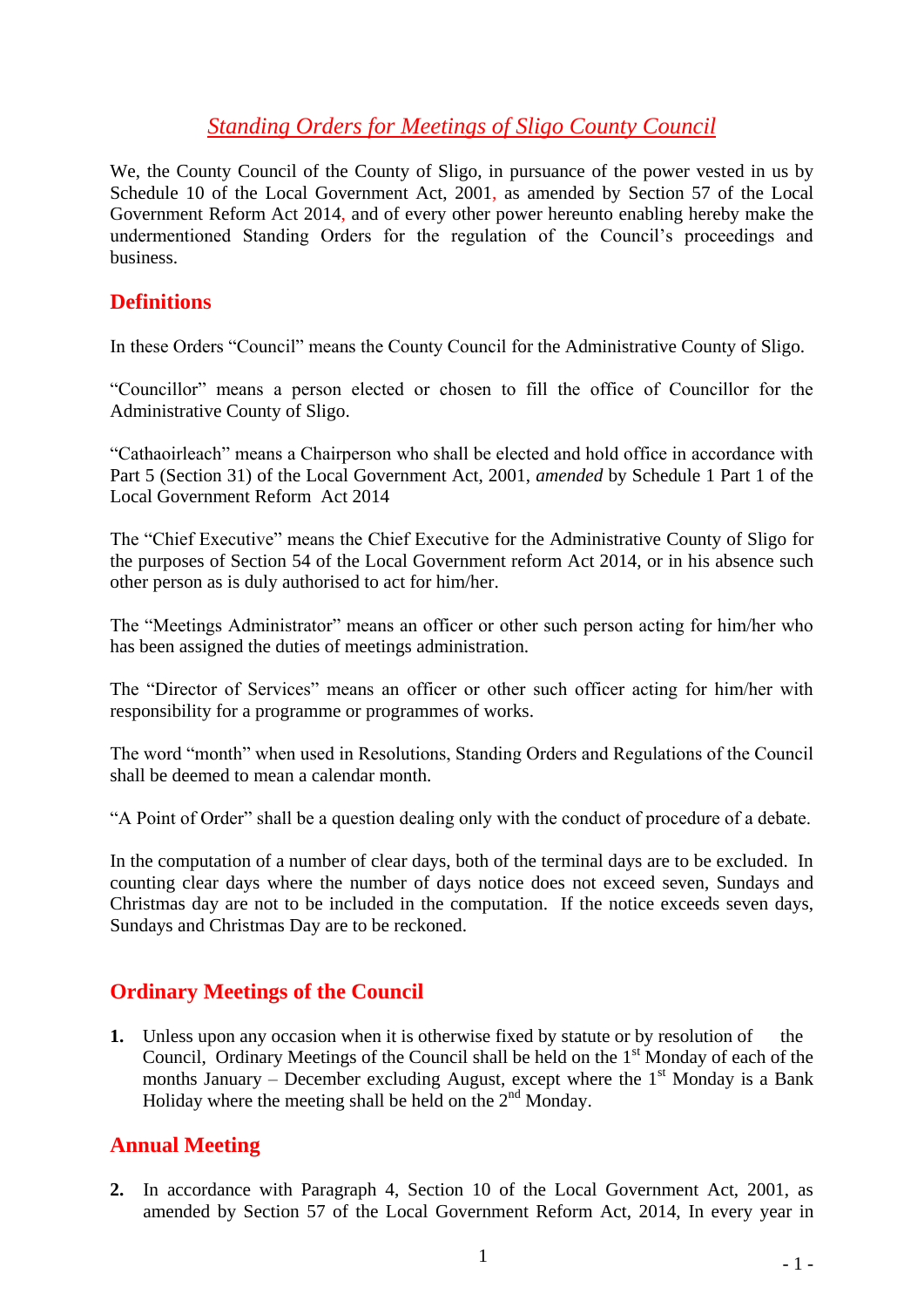# *Standing Orders for Meetings of Sligo County Council*

We, the County Council of the County of Sligo, in pursuance of the power vested in us by Schedule 10 of the Local Government Act, 2001, as amended by Section 57 of the Local Government Reform Act 2014, and of every other power hereunto enabling hereby make the undermentioned Standing Orders for the regulation of the Council's proceedings and business.

## Definitions

In these Orders "Council" means the County Council for the Administrative County of Sligo.

"Councillor" means a person elected or chosen to fill the office of Councillor for the Administrative County of Sligo.

"Cathaoirleach" means a Chairperson who shall be elected and hold office in accordance with Part 5 (Section 31) of the Local Government Act, 2001, *amended* by Schedule 1 Part 1 of the Local Government Reform Act 2014

The "Chief Executive" means the Chief Executive for the Administrative County of Sligo for the purposes of Section 54 of the Local Government reform Act 2014, or in his absence such other person as is duly authorised to act for him/her.

The "Meetings Administrator" means an officer or other such person acting for him/her who has been assigned the duties of meetings administration.

The "Director of Services" means an officer or other such officer acting for him/her with responsibility for a programme or programmes of works.

The word "month" when used in Resolutions, Standing Orders and Regulations of the Council shall be deemed to mean a calendar month.

"A Point of Order" shall be a question dealing only with the conduct of procedure of a debate.

In the computation of a number of clear days, both of the terminal days are to be excluded. In counting clear days where the number of days notice does not exceed seven, Sundays and Christmas day are not to be included in the computation. If the notice exceeds seven days, Sundays and Christmas Day are to be reckoned.

## Ordinary Meetings of the Council

**1.** Unless upon any occasion when it is otherwise fixed by statute or by resolution of the Council, Ordinary Meetings of the Council shall be held on the 1st Monday of each of the months January – December excluding August, except where the 1st Monday is a Bank Holiday where the meeting shall be held on the 2nd Monday.

## Annual Meeting

**2.** In accordance with Paragraph 4, Section 10 of the Local Government Act, 2001, as amended by Section 57 of the Local Government Reform Act, 2014, In every year in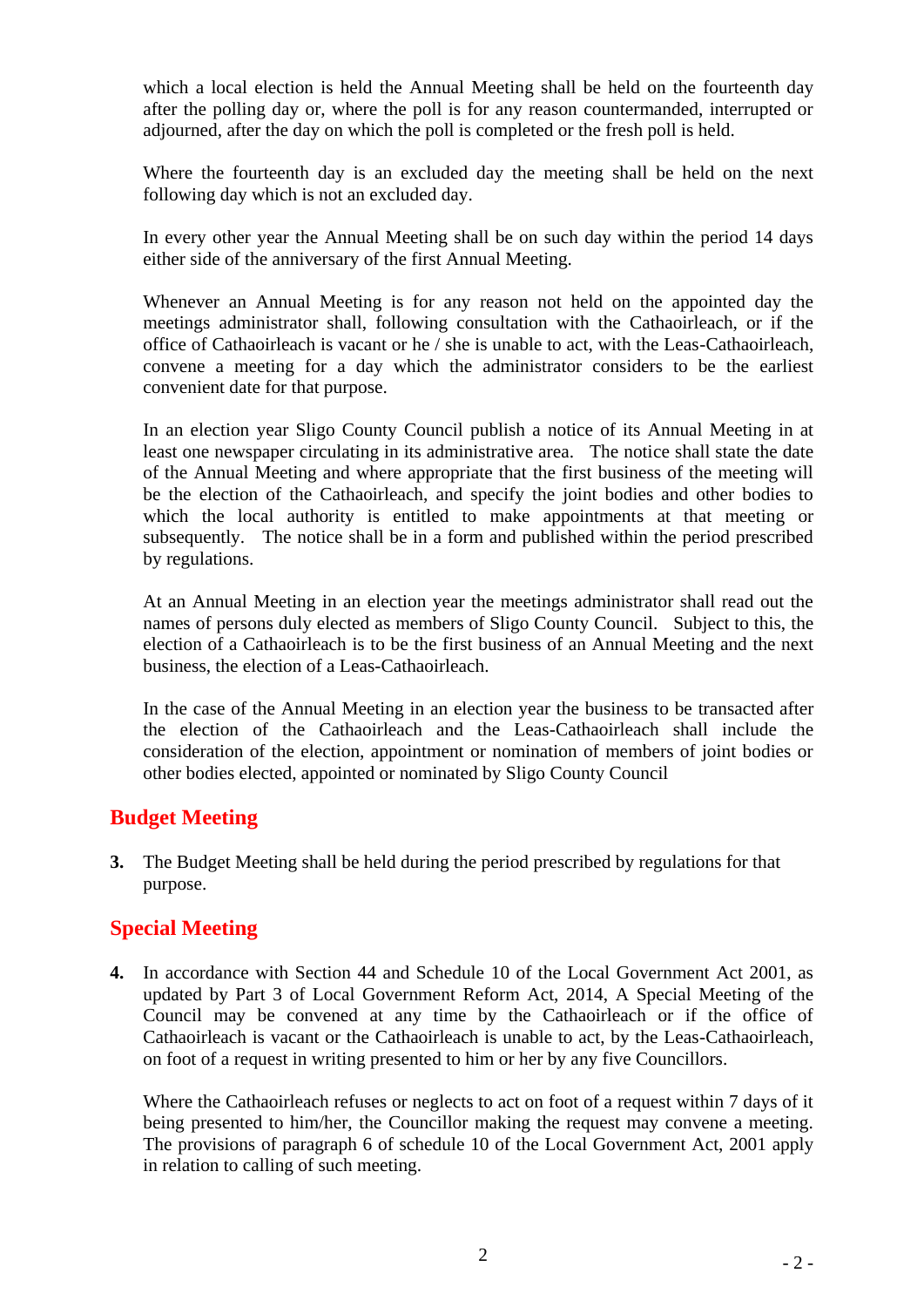which a local election is held the Annual Meeting shall be held on the fourteenth day after the polling day or, where the poll is for any reason countermanded, interrupted or adjourned, after the day on which the poll is completed or the fresh poll is held.

Where the fourteenth day is an excluded day the meeting shall be held on the next following day which is not an excluded day.

In every other year the Annual Meeting shall be on such day within the period 14 days either side of the anniversary of the first Annual Meeting.

Whenever an Annual Meeting is for any reason not held on the appointed day the meetings administrator shall, following consultation with the Cathaoirleach, or if the office of Cathaoirleach is vacant or he / she is unable to act, with the Leas-Cathaoirleach, convene a meeting for a day which the administrator considers to be the earliest convenient date for that purpose.

In an election year Sligo County Council publish a notice of its Annual Meeting in at least one newspaper circulating in its administrative area. The notice shall state the date of the Annual Meeting and where appropriate that the first business of the meeting will be the election of the Cathaoirleach, and specify the joint bodies and other bodies to which the local authority is entitled to make appointments at that meeting or subsequently. The notice shall be in a form and published within the period prescribed by regulations.

At an Annual Meeting in an election year the meetings administrator shall read out the names of persons duly elected as members of Sligo County Council. Subject to this, the election of a Cathaoirleach is to be the first business of an Annual Meeting and the next business, the election of a Leas-Cathaoirleach.

In the case of the Annual Meeting in an election year the business to be transacted after the election of the Cathaoirleach and the Leas-Cathaoirleach shall include the consideration of the election, appointment or nomination of members of joint bodies or other bodies elected, appointed or nominated by Sligo County Council

## Budget Meeting

**3.** The Budget Meeting shall be held during the period prescribed by regulations for that purpose.

## Special Meeting

**4.** In accordance with Section 44 and Schedule 10 of the Local Government Act 2001, as updated by Part 3 of Local Government Reform Act, 2014, A Special Meeting of the Council may be convened at any time by the Cathaoirleach or if the office of Cathaoirleach is vacant or the Cathaoirleach is unable to act, by the Leas-Cathaoirleach, on foot of a request in writing presented to him or her by any five Councillors.

Where the Cathaoirleach refuses or neglects to act on foot of a request within 7 days of it being presented to him/her, the Councillor making the request may convene a meeting. The provisions of paragraph 6 of schedule 10 of the Local Government Act, 2001 apply in relation to calling of such meeting.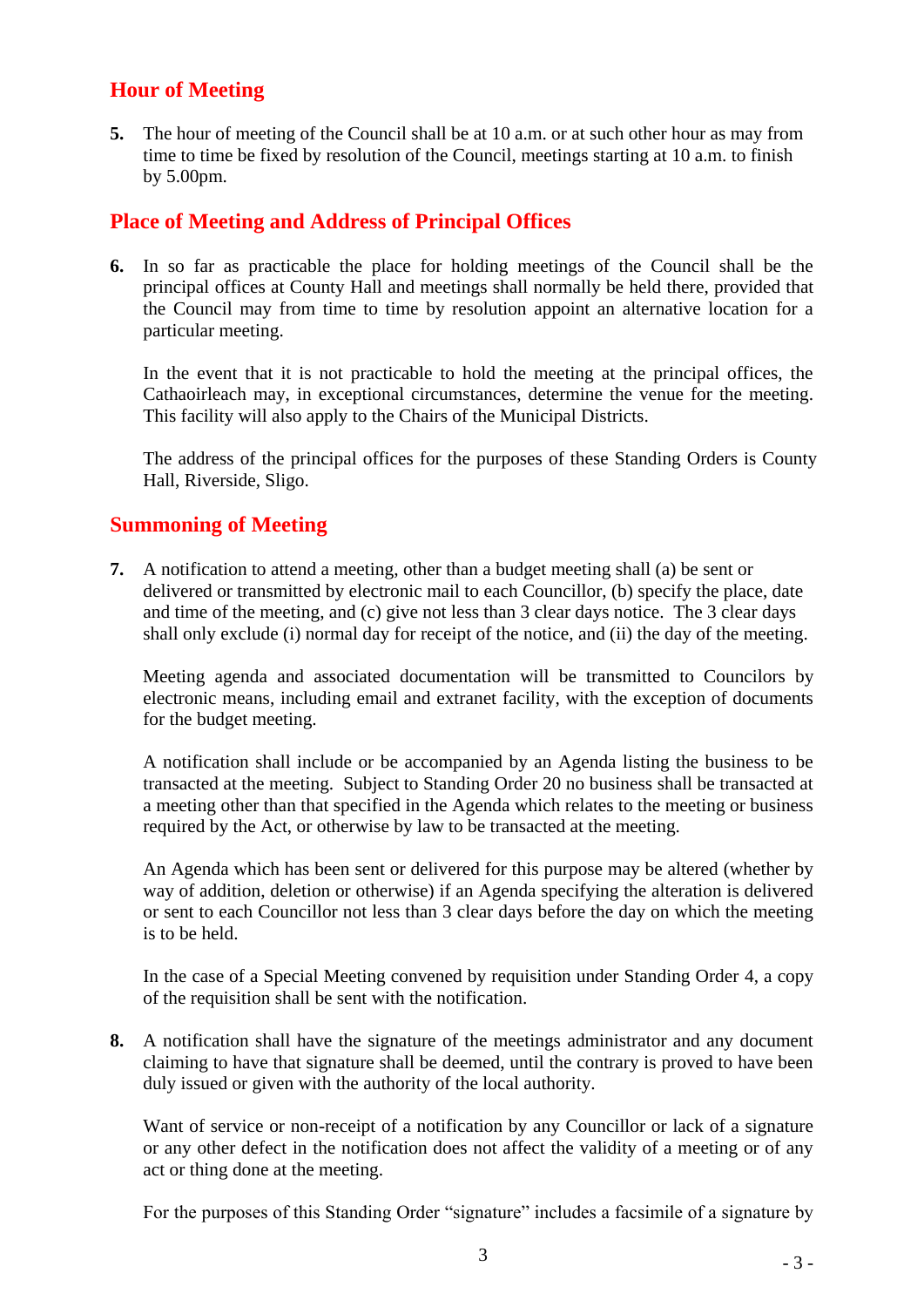## Hour of Meeting

**5.** The hour of meeting of the Council shall be at 10 a.m. or at such other hour as may from time to time be fixed by resolution of the Council, meetings starting at 10 a.m. to finish by 5.00pm.

## Place of Meeting and Address of Principal Offices

**6.** In so far as practicable the place for holding meetings of the Council shall be the principal offices at County Hall and meetings shall normally be held there, provided that the Council may from time to time by resolution appoint an alternative location for a particular meeting.

In the event that it is not practicable to hold the meeting at the principal offices, the Cathaoirleach may, in exceptional circumstances, determine the venue for the meeting. This facility will also apply to the Chairs of the Municipal Districts.

The address of the principal offices for the purposes of these Standing Orders is County Hall, Riverside, Sligo.

## Summoning of Meeting

**7.** A notification to attend a meeting, other than a budget meeting shall (a) be sent or delivered or transmitted by electronic mail to each Councillor, (b) specify the place, date and time of the meeting, and (c) give not less than 3 clear days notice. The 3 clear days shall only exclude (i) normal day for receipt of the notice, and (ii) the day of the meeting.

Meeting agenda and associated documentation will be transmitted to Councilors by electronic means, including email and extranet facility, with the exception of documents for the budget meeting.

A notification shall include or be accompanied by an Agenda listing the business to be transacted at the meeting. Subject to Standing Order 20 no business shall be transacted at a meeting other than that specified in the Agenda which relates to the meeting or business required by the Act, or otherwise by law to be transacted at the meeting.

An Agenda which has been sent or delivered for this purpose may be altered (whether by way of addition, deletion or otherwise) if an Agenda specifying the alteration is delivered or sent to each Councillor not less than 3 clear days before the day on which the meeting is to be held.

In the case of a Special Meeting convened by requisition under Standing Order 4, a copy of the requisition shall be sent with the notification.

**8.** A notification shall have the signature of the meetings administrator and any document claiming to have that signature shall be deemed, until the contrary is proved to have been duly issued or given with the authority of the local authority.

Want of service or non-receipt of a notification by any Councillor or lack of a signature or any other defect in the notification does not affect the validity of a meeting or of any act or thing done at the meeting.

For the purposes of this Standing Order "signature" includes a facsimile of a signature by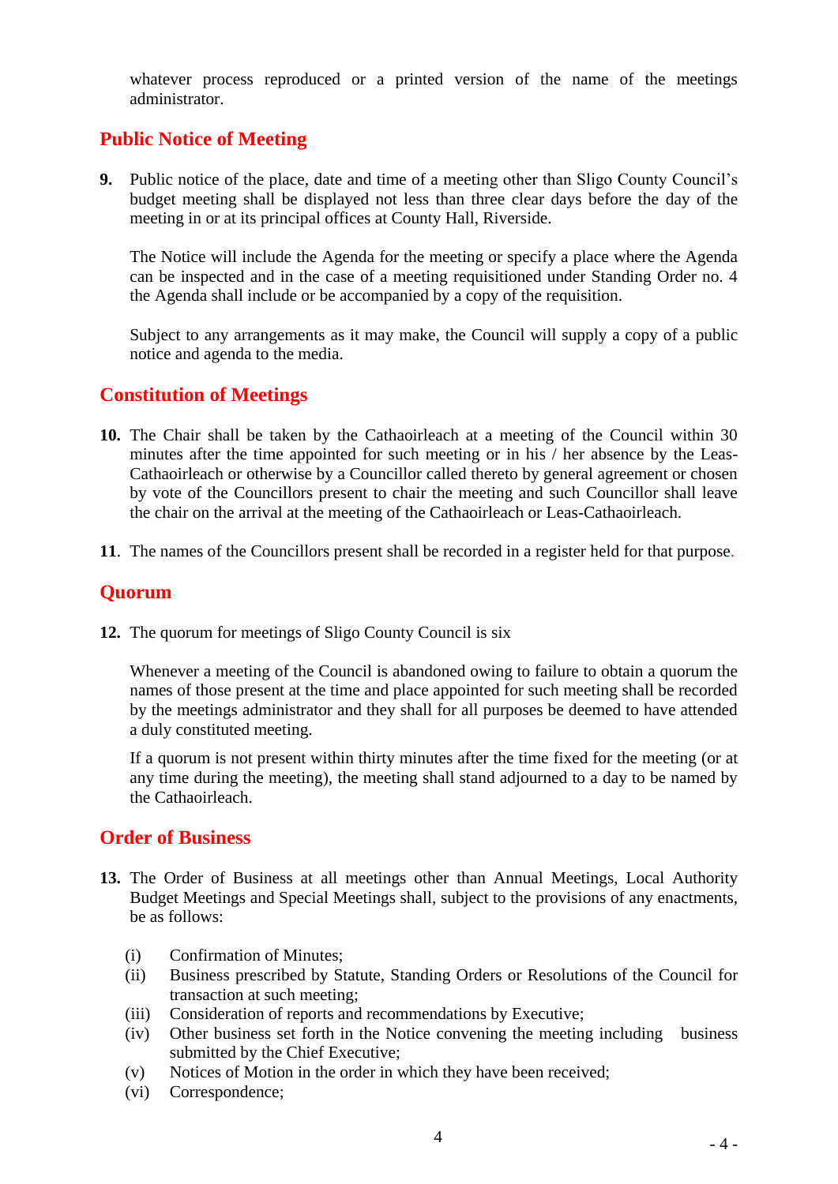whatever process reproduced or a printed version of the name of the meetings administrator.

## Public Notice of Meeting

**9.** Public notice of the place, date and time of a meeting other than Sligo County Council's budget meeting shall be displayed not less than three clear days before the day of the meeting in or at its principal offices at County Hall, Riverside.

The Notice will include the Agenda for the meeting or specify a place where the Agenda can be inspected and in the case of a meeting requisitioned under Standing Order no. 4 the Agenda shall include or be accompanied by a copy of the requisition.

Subject to any arrangements as it may make, the Council will supply a copy of a public notice and agenda to the media.

## Constitution of Meetings

**10.** The Chair shall be taken by the Cathaoirleach at a meeting of the Council within 30 minutes after the time appointed for such meeting or in his / her absence by the Leas-Cathaoirleach or otherwise by a Councillor called thereto by general agreement or chosen by vote of the Councillors present to chair the meeting and such Councillor shall leave the chair on the arrival at the meeting of the Cathaoirleach or Leas-Cathaoirleach.

**11**. The names of the Councillors present shall be recorded in a register held for that purpose.

## Quorum

**12.** The quorum for meetings of Sligo County Council is six

Whenever a meeting of the Council is abandoned owing to failure to obtain a quorum the names of those present at the time and place appointed for such meeting shall be recorded by the meetings administrator and they shall for all purposes be deemed to have attended a duly constituted meeting.

If a quorum is not present within thirty minutes after the time fixed for the meeting (or at any time during the meeting), the meeting shall stand adjourned to a day to be named by the Cathaoirleach.

## Order of Business

**13.** The Order of Business at all meetings other than Annual Meetings, Local Authority Budget Meetings and Special Meetings shall, subject to the provisions of any enactments, be as follows:

- (i) Confirmation of Minutes;
- (ii) Business prescribed by Statute, Standing Orders or Resolutions of the Council for transaction at such meeting;
- (iii) Consideration of reports and recommendations by Executive;
- (iv) Other business set forth in the Notice convening the meeting including business submitted by the Chief Executive;
- (v) Notices of Motion in the order in which they have been received;
- (vi) Correspondence;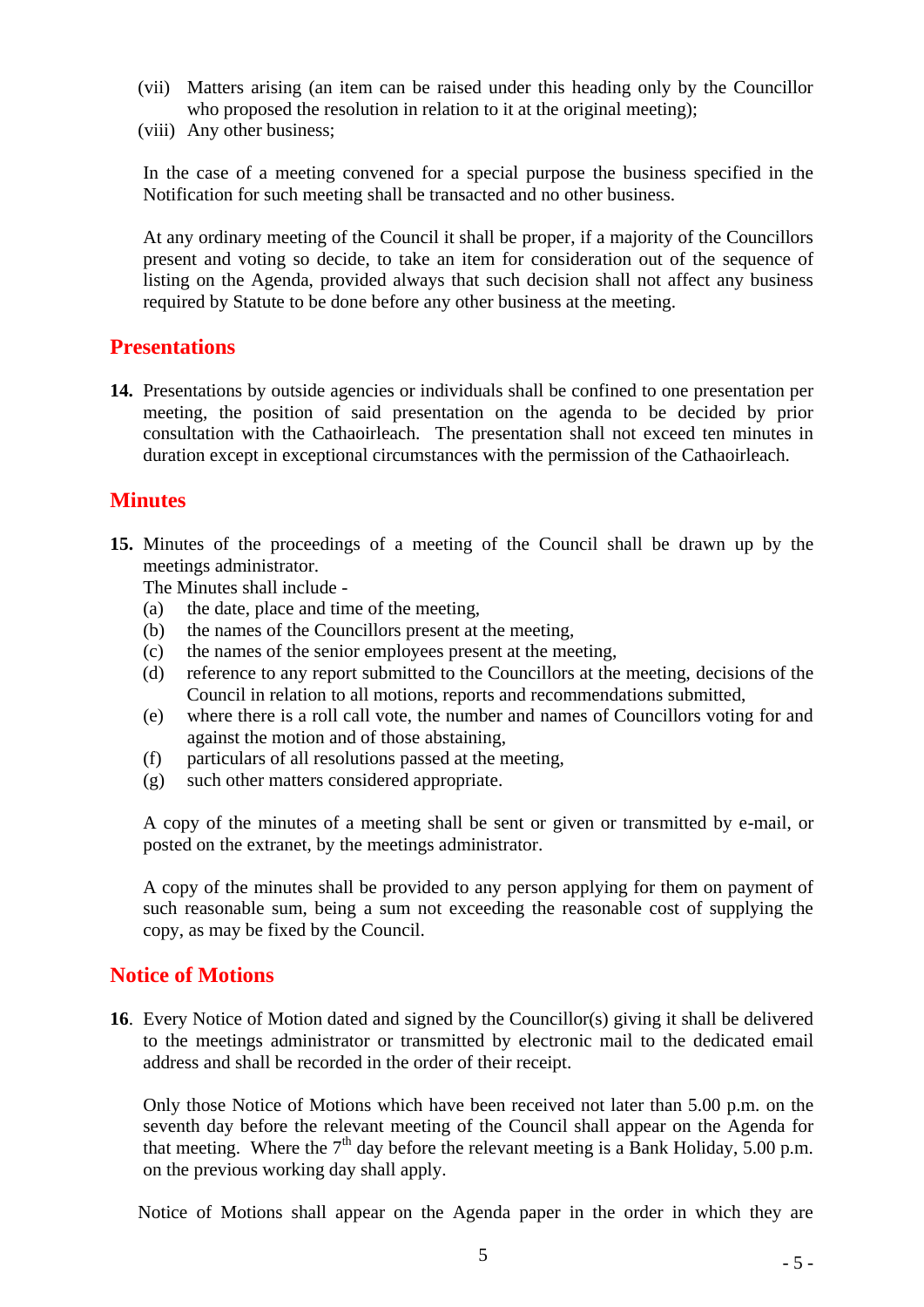(vii) Matters arising (an item can be raised under this heading only by the Councillor who proposed the resolution in relation to it at the original meeting);

(viii) Any other business;

In the case of a meeting convened for a special purpose the business specified in the Notification for such meeting shall be transacted and no other business.

At any ordinary meeting of the Council it shall be proper, if a majority of the Councillors present and voting so decide, to take an item for consideration out of the sequence of listing on the Agenda, provided always that such decision shall not affect any business required by Statute to be done before any other business at the meeting.

## Presentations

**14.** Presentations by outside agencies or individuals shall be confined to one presentation per meeting, the position of said presentation on the agenda to be decided by prior consultation with the Cathaoirleach. The presentation shall not exceed ten minutes in duration except in exceptional circumstances with the permission of the Cathaoirleach.

## Minutes

**15.** Minutes of the proceedings of a meeting of the Council shall be drawn up by the meetings administrator.

The Minutes shall include -

(a) the date, place and time of the meeting,

(b) the names of the Councillors present at the meeting,

(c) the names of the senior employees present at the meeting,

(d) reference to any report submitted to the Councillors at the meeting, decisions of the Council in relation to all motions, reports and recommendations submitted,

(e) where there is a roll call vote, the number and names of Councillors voting for and against the motion and of those abstaining,

(f) particulars of all resolutions passed at the meeting,

(g) such other matters considered appropriate.

A copy of the minutes of a meeting shall be sent or given or transmitted by e-mail, or posted on the extranet, by the meetings administrator.

A copy of the minutes shall be provided to any person applying for them on payment of such reasonable sum, being a sum not exceeding the reasonable cost of supplying the copy, as may be fixed by the Council.

## Notice of Motions

**16**. Every Notice of Motion dated and signed by the Councillor(s) giving it shall be delivered to the meetings administrator or transmitted by electronic mail to the dedicated email address and shall be recorded in the order of their receipt.

Only those Notice of Motions which have been received not later than 5.00 p.m. on the seventh day before the relevant meeting of the Council shall appear on the Agenda for that meeting. Where the 7th day before the relevant meeting is a Bank Holiday, 5.00 p.m. on the previous working day shall apply.

Notice of Motions shall appear on the Agenda paper in the order in which they are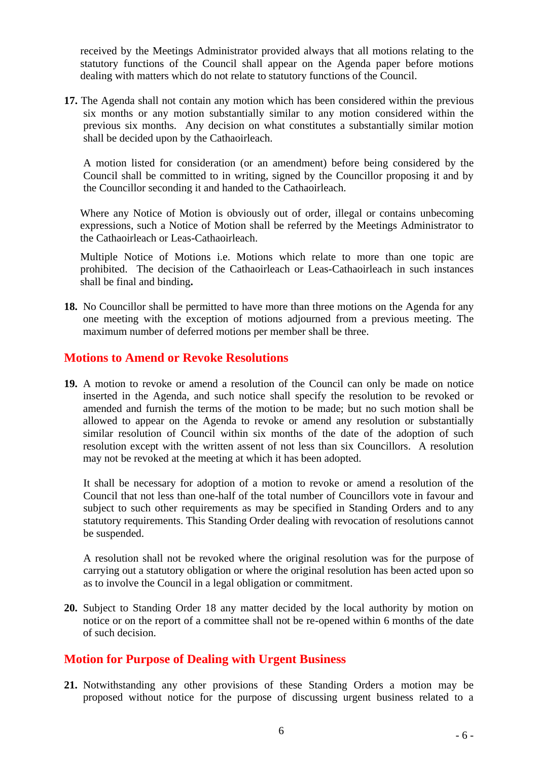received by the Meetings Administrator provided always that all motions relating to the statutory functions of the Council shall appear on the Agenda paper before motions dealing with matters which do not relate to statutory functions of the Council.

**17.** The Agenda shall not contain any motion which has been considered within the previous six months or any motion substantially similar to any motion considered within the previous six months. Any decision on what constitutes a substantially similar motion shall be decided upon by the Cathaoirleach.

A motion listed for consideration (or an amendment) before being considered by the Council shall be committed to in writing, signed by the Councillor proposing it and by the Councillor seconding it and handed to the Cathaoirleach.

Where any Notice of Motion is obviously out of order, illegal or contains unbecoming expressions, such a Notice of Motion shall be referred by the Meetings Administrator to the Cathaoirleach or Leas-Cathaoirleach.

Multiple Notice of Motions i.e. Motions which relate to more than one topic are prohibited. The decision of the Cathaoirleach or Leas-Cathaoirleach in such instances shall be final and binding**.**

**18.** No Councillor shall be permitted to have more than three motions on the Agenda for any one meeting with the exception of motions adjourned from a previous meeting. The maximum number of deferred motions per member shall be three.

## Motions to Amend or Revoke Resolutions

**19.** A motion to revoke or amend a resolution of the Council can only be made on notice inserted in the Agenda, and such notice shall specify the resolution to be revoked or amended and furnish the terms of the motion to be made; but no such motion shall be allowed to appear on the Agenda to revoke or amend any resolution or substantially similar resolution of Council within six months of the date of the adoption of such resolution except with the written assent of not less than six Councillors. A resolution may not be revoked at the meeting at which it has been adopted.

It shall be necessary for adoption of a motion to revoke or amend a resolution of the Council that not less than one-half of the total number of Councillors vote in favour and subject to such other requirements as may be specified in Standing Orders and to any statutory requirements. This Standing Order dealing with revocation of resolutions cannot be suspended.

A resolution shall not be revoked where the original resolution was for the purpose of carrying out a statutory obligation or where the original resolution has been acted upon so as to involve the Council in a legal obligation or commitment.

**20.** Subject to Standing Order 18 any matter decided by the local authority by motion on notice or on the report of a committee shall not be re-opened within 6 months of the date of such decision.

## Motion for Purpose of Dealing with Urgent Business

**21.** Notwithstanding any other provisions of these Standing Orders a motion may be proposed without notice for the purpose of discussing urgent business related to a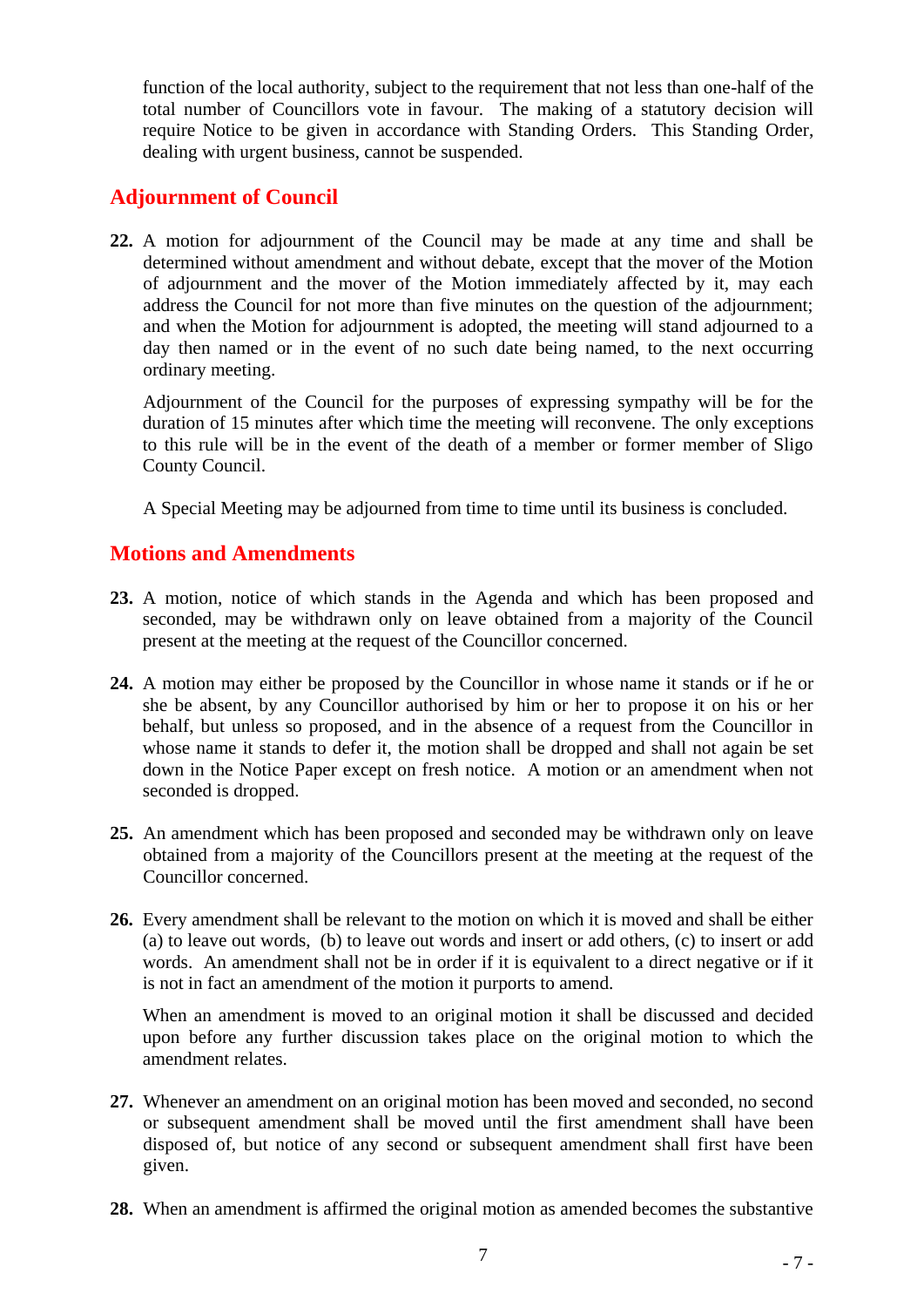function of the local authority, subject to the requirement that not less than one-half of the total number of Councillors vote in favour. The making of a statutory decision will require Notice to be given in accordance with Standing Orders. This Standing Order, dealing with urgent business, cannot be suspended.

## Adjournment of Council

**22.** A motion for adjournment of the Council may be made at any time and shall be determined without amendment and without debate, except that the mover of the Motion of adjournment and the mover of the Motion immediately affected by it, may each address the Council for not more than five minutes on the question of the adjournment; and when the Motion for adjournment is adopted, the meeting will stand adjourned to a day then named or in the event of no such date being named, to the next occurring ordinary meeting.

Adjournment of the Council for the purposes of expressing sympathy will be for the duration of 15 minutes after which time the meeting will reconvene. The only exceptions to this rule will be in the event of the death of a member or former member of Sligo County Council.

A Special Meeting may be adjourned from time to time until its business is concluded.

## Motions and Amendments

**23.** A motion, notice of which stands in the Agenda and which has been proposed and seconded, may be withdrawn only on leave obtained from a majority of the Council present at the meeting at the request of the Councillor concerned.

**24.** A motion may either be proposed by the Councillor in whose name it stands or if he or she be absent, by any Councillor authorised by him or her to propose it on his or her behalf, but unless so proposed, and in the absence of a request from the Councillor in whose name it stands to defer it, the motion shall be dropped and shall not again be set down in the Notice Paper except on fresh notice. A motion or an amendment when not seconded is dropped.

**25.** An amendment which has been proposed and seconded may be withdrawn only on leave obtained from a majority of the Councillors present at the meeting at the request of the Councillor concerned.

**26.** Every amendment shall be relevant to the motion on which it is moved and shall be either (a) to leave out words, (b) to leave out words and insert or add others, (c) to insert or add words. An amendment shall not be in order if it is equivalent to a direct negative or if it is not in fact an amendment of the motion it purports to amend.

When an amendment is moved to an original motion it shall be discussed and decided upon before any further discussion takes place on the original motion to which the amendment relates.

**27.** Whenever an amendment on an original motion has been moved and seconded, no second or subsequent amendment shall be moved until the first amendment shall have been disposed of, but notice of any second or subsequent amendment shall first have been given.

**28.** When an amendment is affirmed the original motion as amended becomes the substantive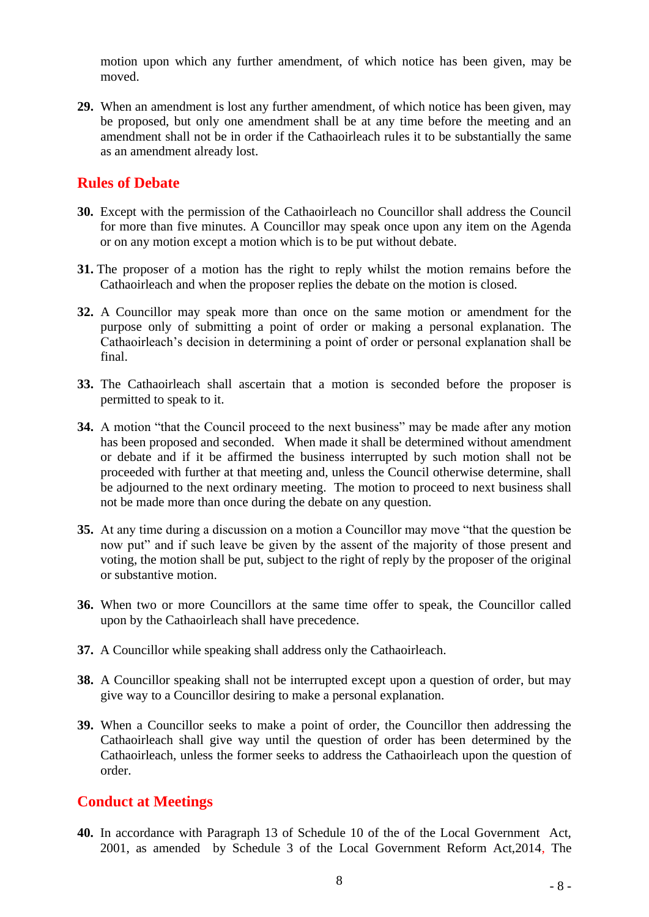motion upon which any further amendment, of which notice has been given, may be moved.

**29.** When an amendment is lost any further amendment, of which notice has been given, may be proposed, but only one amendment shall be at any time before the meeting and an amendment shall not be in order if the Cathaoirleach rules it to be substantially the same as an amendment already lost.

## Rules of Debate

**30.** Except with the permission of the Cathaoirleach no Councillor shall address the Council for more than five minutes. A Councillor may speak once upon any item on the Agenda or on any motion except a motion which is to be put without debate.

**31.** The proposer of a motion has the right to reply whilst the motion remains before the Cathaoirleach and when the proposer replies the debate on the motion is closed.

**32.** A Councillor may speak more than once on the same motion or amendment for the purpose only of submitting a point of order or making a personal explanation. The Cathaoirleach's decision in determining a point of order or personal explanation shall be final.

**33.** The Cathaoirleach shall ascertain that a motion is seconded before the proposer is permitted to speak to it.

**34.** A motion "that the Council proceed to the next business" may be made after any motion has been proposed and seconded. When made it shall be determined without amendment or debate and if it be affirmed the business interrupted by such motion shall not be proceeded with further at that meeting and, unless the Council otherwise determine, shall be adjourned to the next ordinary meeting. The motion to proceed to next business shall not be made more than once during the debate on any question.

**35.** At any time during a discussion on a motion a Councillor may move "that the question be now put" and if such leave be given by the assent of the majority of those present and voting, the motion shall be put, subject to the right of reply by the proposer of the original or substantive motion.

**36.** When two or more Councillors at the same time offer to speak, the Councillor called upon by the Cathaoirleach shall have precedence.

**37.** A Councillor while speaking shall address only the Cathaoirleach.

**38.** A Councillor speaking shall not be interrupted except upon a question of order, but may give way to a Councillor desiring to make a personal explanation.

**39.** When a Councillor seeks to make a point of order, the Councillor then addressing the Cathaoirleach shall give way until the question of order has been determined by the Cathaoirleach, unless the former seeks to address the Cathaoirleach upon the question of order.

## Conduct at Meetings

**40.** In accordance with Paragraph 13 of Schedule 10 of the of the Local Government Act, 2001, as amended by Schedule 3 of the Local Government Reform Act,2014, The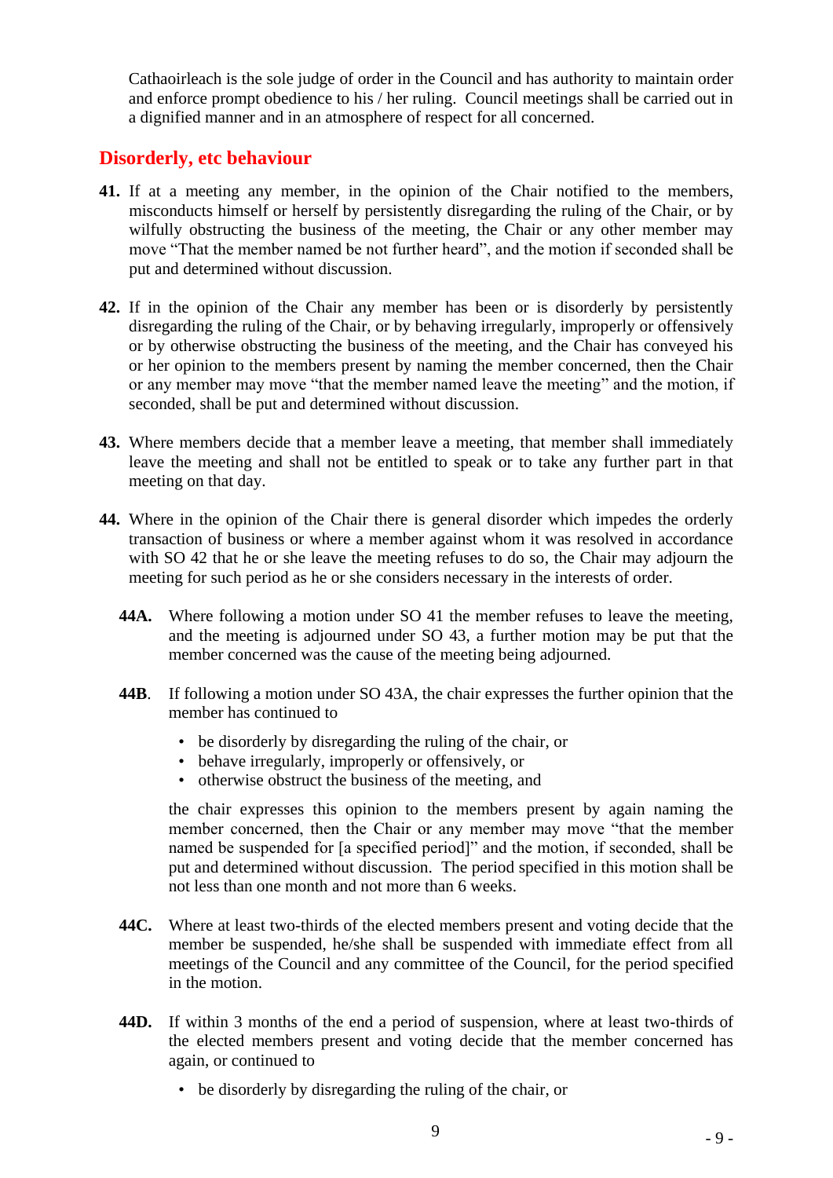Cathaoirleach is the sole judge of order in the Council and has authority to maintain order and enforce prompt obedience to his / her ruling. Council meetings shall be carried out in a dignified manner and in an atmosphere of respect for all concerned.

## Disorderly, etc behaviour

**41.** If at a meeting any member, in the opinion of the Chair notified to the members, misconducts himself or herself by persistently disregarding the ruling of the Chair, or by wilfully obstructing the business of the meeting, the Chair or any other member may move "That the member named be not further heard", and the motion if seconded shall be put and determined without discussion.

**42.** If in the opinion of the Chair any member has been or is disorderly by persistently disregarding the ruling of the Chair, or by behaving irregularly, improperly or offensively or by otherwise obstructing the business of the meeting, and the Chair has conveyed his or her opinion to the members present by naming the member concerned, then the Chair or any member may move "that the member named leave the meeting" and the motion, if seconded, shall be put and determined without discussion.

**43.** Where members decide that a member leave a meeting, that member shall immediately leave the meeting and shall not be entitled to speak or to take any further part in that meeting on that day.

**44.** Where in the opinion of the Chair there is general disorder which impedes the orderly transaction of business or where a member against whom it was resolved in accordance with SO 42 that he or she leave the meeting refuses to do so, the Chair may adjourn the meeting for such period as he or she considers necessary in the interests of order.

**44A.** Where following a motion under SO 41 the member refuses to leave the meeting, and the meeting is adjourned under SO 43, a further motion may be put that the member concerned was the cause of the meeting being adjourned.

**44B**. If following a motion under SO 43A, the chair expresses the further opinion that the member has continued to

- be disorderly by disregarding the ruling of the chair, or
- behave irregularly, improperly or offensively, or
- otherwise obstruct the business of the meeting, and

the chair expresses this opinion to the members present by again naming the member concerned, then the Chair or any member may move "that the member named be suspended for [a specified period]" and the motion, if seconded, shall be put and determined without discussion. The period specified in this motion shall be not less than one month and not more than 6 weeks.

**44C.** Where at least two-thirds of the elected members present and voting decide that the member be suspended, he/she shall be suspended with immediate effect from all meetings of the Council and any committee of the Council, for the period specified in the motion.

**44D.** If within 3 months of the end a period of suspension, where at least two-thirds of the elected members present and voting decide that the member concerned has again, or continued to

- be disorderly by disregarding the ruling of the chair, or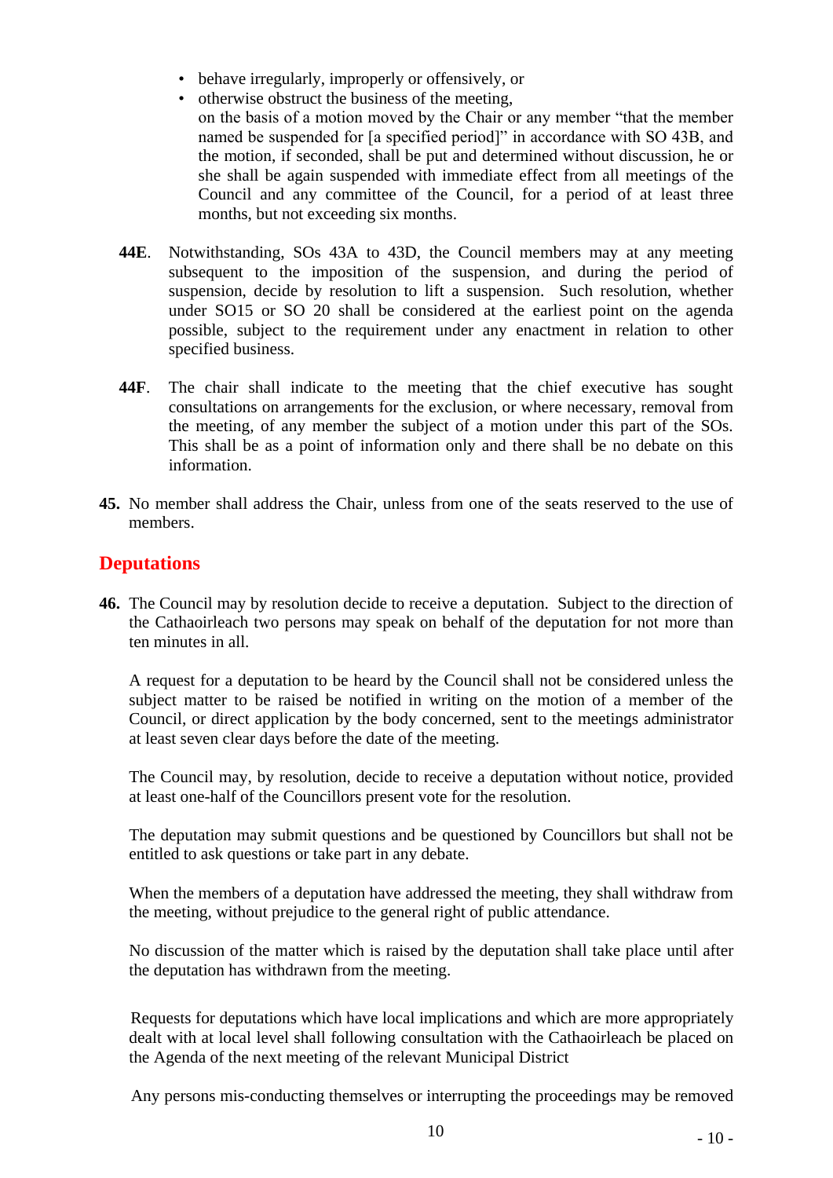- behave irregularly, improperly or offensively, or
- otherwise obstruct the business of the meeting,

  on the basis of a motion moved by the Chair or any member "that the member named be suspended for [a specified period]" in accordance with SO 43B, and the motion, if seconded, shall be put and determined without discussion, he or she shall be again suspended with immediate effect from all meetings of the Council and any committee of the Council, for a period of at least three months, but not exceeding six months.

**44E**. Notwithstanding, SOs 43A to 43D, the Council members may at any meeting subsequent to the imposition of the suspension, and during the period of suspension, decide by resolution to lift a suspension. Such resolution, whether under SO15 or SO 20 shall be considered at the earliest point on the agenda possible, subject to the requirement under any enactment in relation to other specified business.

**44F**. The chair shall indicate to the meeting that the chief executive has sought consultations on arrangements for the exclusion, or where necessary, removal from the meeting, of any member the subject of a motion under this part of the SOs. This shall be as a point of information only and there shall be no debate on this information.

**45.** No member shall address the Chair, unless from one of the seats reserved to the use of members.

## Deputations

**46.** The Council may by resolution decide to receive a deputation. Subject to the direction of the Cathaoirleach two persons may speak on behalf of the deputation for not more than ten minutes in all.

A request for a deputation to be heard by the Council shall not be considered unless the subject matter to be raised be notified in writing on the motion of a member of the Council, or direct application by the body concerned, sent to the meetings administrator at least seven clear days before the date of the meeting.

The Council may, by resolution, decide to receive a deputation without notice, provided at least one-half of the Councillors present vote for the resolution.

The deputation may submit questions and be questioned by Councillors but shall not be entitled to ask questions or take part in any debate.

When the members of a deputation have addressed the meeting, they shall withdraw from the meeting, without prejudice to the general right of public attendance.

No discussion of the matter which is raised by the deputation shall take place until after the deputation has withdrawn from the meeting.

Requests for deputations which have local implications and which are more appropriately dealt with at local level shall following consultation with the Cathaoirleach be placed on the Agenda of the next meeting of the relevant Municipal District

Any persons mis-conducting themselves or interrupting the proceedings may be removed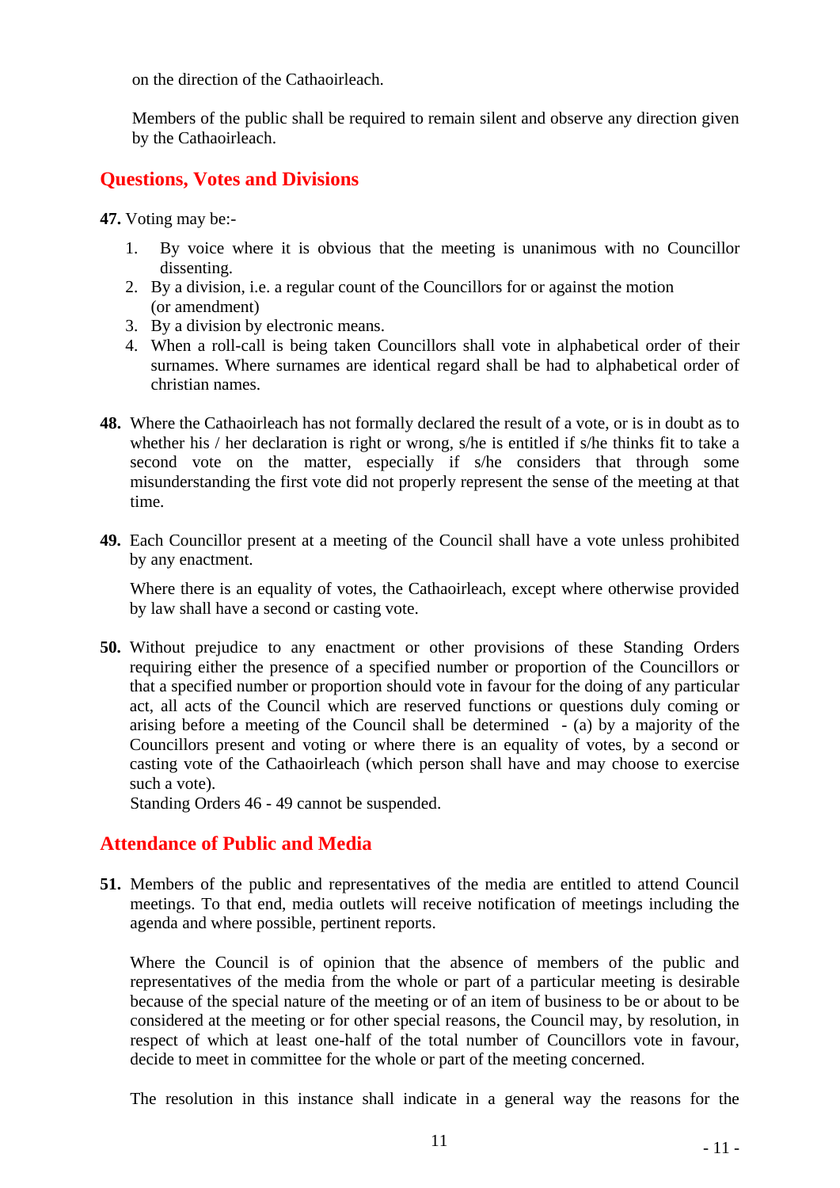on the direction of the Cathaoirleach.

Members of the public shall be required to remain silent and observe any direction given by the Cathaoirleach.

## Questions, Votes and Divisions

**47.** Voting may be:-

1. By voice where it is obvious that the meeting is unanimous with no Councillor dissenting.
2. By a division, i.e. a regular count of the Councillors for or against the motion (or amendment)
3. By a division by electronic means.
4. When a roll-call is being taken Councillors shall vote in alphabetical order of their surnames. Where surnames are identical regard shall be had to alphabetical order of christian names.

**48.** Where the Cathaoirleach has not formally declared the result of a vote, or is in doubt as to whether his / her declaration is right or wrong, s/he is entitled if s/he thinks fit to take a second vote on the matter, especially if s/he considers that through some misunderstanding the first vote did not properly represent the sense of the meeting at that time.

**49.** Each Councillor present at a meeting of the Council shall have a vote unless prohibited by any enactment.

Where there is an equality of votes, the Cathaoirleach, except where otherwise provided by law shall have a second or casting vote.

**50.** Without prejudice to any enactment or other provisions of these Standing Orders requiring either the presence of a specified number or proportion of the Councillors or that a specified number or proportion should vote in favour for the doing of any particular act, all acts of the Council which are reserved functions or questions duly coming or arising before a meeting of the Council shall be determined - (a) by a majority of the Councillors present and voting or where there is an equality of votes, by a second or casting vote of the Cathaoirleach (which person shall have and may choose to exercise such a vote).

Standing Orders 46 - 49 cannot be suspended.

## Attendance of Public and Media

**51.** Members of the public and representatives of the media are entitled to attend Council meetings. To that end, media outlets will receive notification of meetings including the agenda and where possible, pertinent reports.

Where the Council is of opinion that the absence of members of the public and representatives of the media from the whole or part of a particular meeting is desirable because of the special nature of the meeting or of an item of business to be or about to be considered at the meeting or for other special reasons, the Council may, by resolution, in respect of which at least one-half of the total number of Councillors vote in favour, decide to meet in committee for the whole or part of the meeting concerned.

The resolution in this instance shall indicate in a general way the reasons for the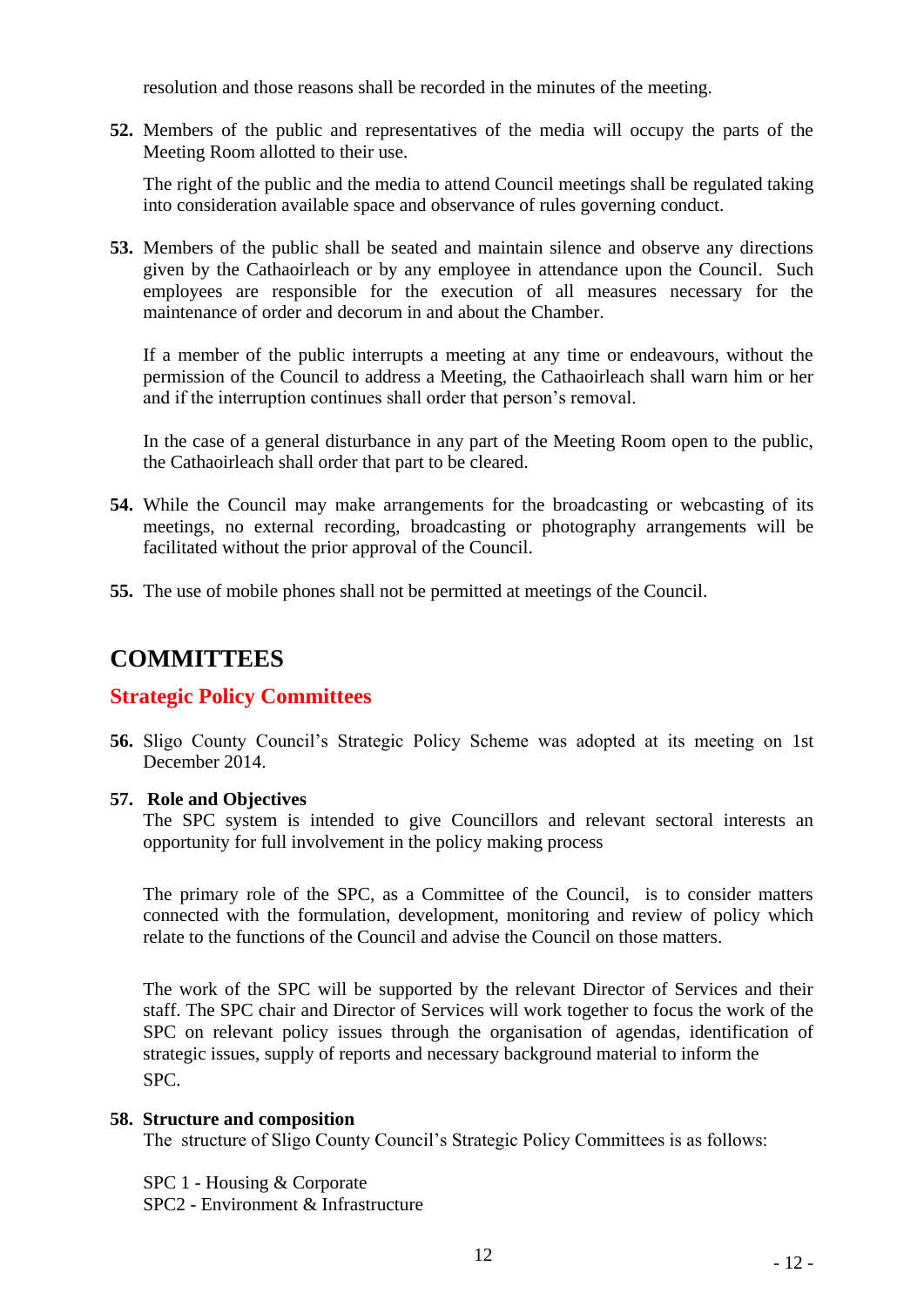resolution and those reasons shall be recorded in the minutes of the meeting.

**52.** Members of the public and representatives of the media will occupy the parts of the Meeting Room allotted to their use.

The right of the public and the media to attend Council meetings shall be regulated taking into consideration available space and observance of rules governing conduct.

**53.** Members of the public shall be seated and maintain silence and observe any directions given by the Cathaoirleach or by any employee in attendance upon the Council. Such employees are responsible for the execution of all measures necessary for the maintenance of order and decorum in and about the Chamber.

If a member of the public interrupts a meeting at any time or endeavours, without the permission of the Council to address a Meeting, the Cathaoirleach shall warn him or her and if the interruption continues shall order that person's removal.

In the case of a general disturbance in any part of the Meeting Room open to the public, the Cathaoirleach shall order that part to be cleared.

**54.** While the Council may make arrangements for the broadcasting or webcasting of its meetings, no external recording, broadcasting or photography arrangements will be facilitated without the prior approval of the Council.

**55.** The use of mobile phones shall not be permitted at meetings of the Council.

# COMMITTEES

## Strategic Policy Committees

**56.** Sligo County Council's Strategic Policy Scheme was adopted at its meeting on 1st December 2014.

**57. Role and Objectives**

The SPC system is intended to give Councillors and relevant sectoral interests an opportunity for full involvement in the policy making process

The primary role of the SPC, as a Committee of the Council, is to consider matters connected with the formulation, development, monitoring and review of policy which relate to the functions of the Council and advise the Council on those matters.

The work of the SPC will be supported by the relevant Director of Services and their staff. The SPC chair and Director of Services will work together to focus the work of the SPC on relevant policy issues through the organisation of agendas, identification of strategic issues, supply of reports and necessary background material to inform the SPC.

**58. Structure and composition**

The structure of Sligo County Council's Strategic Policy Committees is as follows:

SPC 1 - Housing & Corporate
SPC2 - Environment & Infrastructure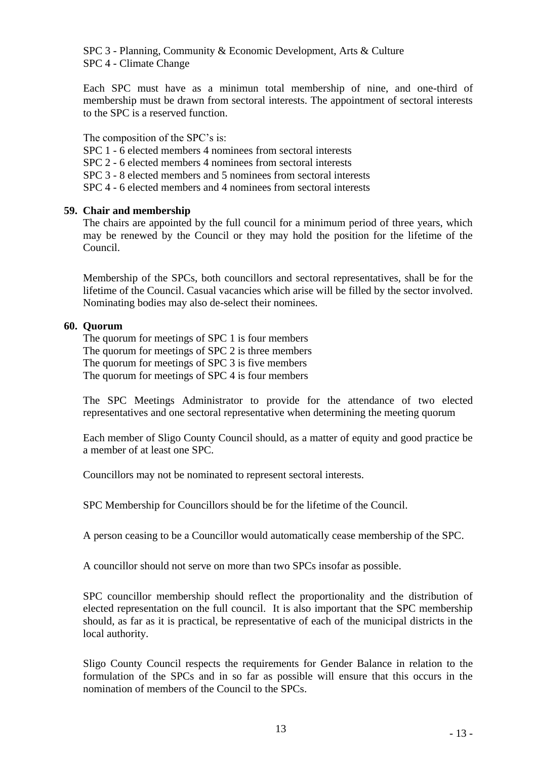SPC 3 - Planning, Community & Economic Development, Arts & Culture
SPC 4 - Climate Change

Each SPC must have as a minimun total membership of nine, and one-third of membership must be drawn from sectoral interests. The appointment of sectoral interests to the SPC is a reserved function.

The composition of the SPC's is:
SPC 1 - 6 elected members 4 nominees from sectoral interests
SPC 2 - 6 elected members 4 nominees from sectoral interests
SPC 3 - 8 elected members and 5 nominees from sectoral interests
SPC 4 - 6 elected members and 4 nominees from sectoral interests

**59. Chair and membership**

The chairs are appointed by the full council for a minimum period of three years, which may be renewed by the Council or they may hold the position for the lifetime of the Council.

Membership of the SPCs, both councillors and sectoral representatives, shall be for the lifetime of the Council. Casual vacancies which arise will be filled by the sector involved. Nominating bodies may also de-select their nominees.

**60. Quorum**

The quorum for meetings of SPC 1 is four members
The quorum for meetings of SPC 2 is three members
The quorum for meetings of SPC 3 is five members
The quorum for meetings of SPC 4 is four members

The SPC Meetings Administrator to provide for the attendance of two elected representatives and one sectoral representative when determining the meeting quorum

Each member of Sligo County Council should, as a matter of equity and good practice be a member of at least one SPC.

Councillors may not be nominated to represent sectoral interests.

SPC Membership for Councillors should be for the lifetime of the Council.

A person ceasing to be a Councillor would automatically cease membership of the SPC.

A councillor should not serve on more than two SPCs insofar as possible.

SPC councillor membership should reflect the proportionality and the distribution of elected representation on the full council. It is also important that the SPC membership should, as far as it is practical, be representative of each of the municipal districts in the local authority.

Sligo County Council respects the requirements for Gender Balance in relation to the formulation of the SPCs and in so far as possible will ensure that this occurs in the nomination of members of the Council to the SPCs.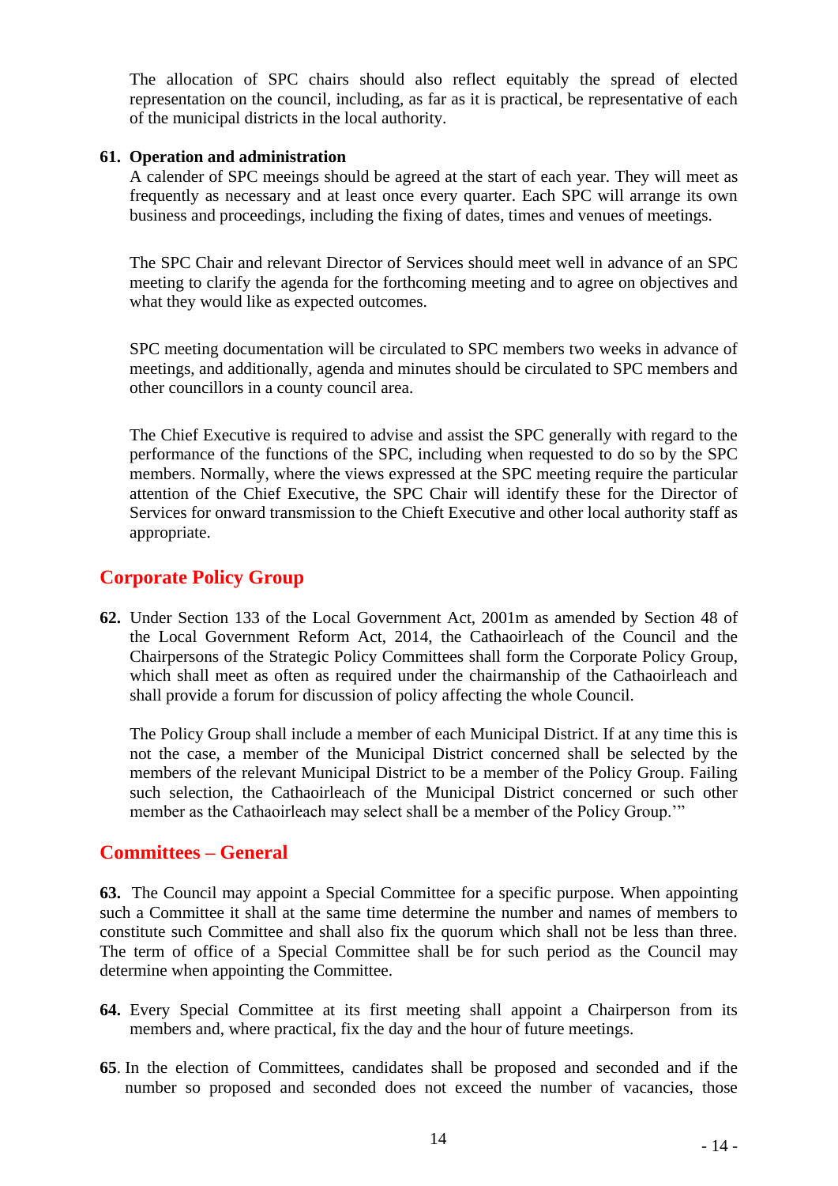The allocation of SPC chairs should also reflect equitably the spread of elected representation on the council, including, as far as it is practical, be representative of each of the municipal districts in the local authority.

**61. Operation and administration**

A calender of SPC meeings should be agreed at the start of each year. They will meet as frequently as necessary and at least once every quarter. Each SPC will arrange its own business and proceedings, including the fixing of dates, times and venues of meetings.

The SPC Chair and relevant Director of Services should meet well in advance of an SPC meeting to clarify the agenda for the forthcoming meeting and to agree on objectives and what they would like as expected outcomes.

SPC meeting documentation will be circulated to SPC members two weeks in advance of meetings, and additionally, agenda and minutes should be circulated to SPC members and other councillors in a county council area.

The Chief Executive is required to advise and assist the SPC generally with regard to the performance of the functions of the SPC, including when requested to do so by the SPC members. Normally, where the views expressed at the SPC meeting require the particular attention of the Chief Executive, the SPC Chair will identify these for the Director of Services for onward transmission to the Chieft Executive and other local authority staff as appropriate.

## Corporate Policy Group

**62.** Under Section 133 of the Local Government Act, 2001m as amended by Section 48 of the Local Government Reform Act, 2014, the Cathaoirleach of the Council and the Chairpersons of the Strategic Policy Committees shall form the Corporate Policy Group, which shall meet as often as required under the chairmanship of the Cathaoirleach and shall provide a forum for discussion of policy affecting the whole Council.

The Policy Group shall include a member of each Municipal District. If at any time this is not the case, a member of the Municipal District concerned shall be selected by the members of the relevant Municipal District to be a member of the Policy Group. Failing such selection, the Cathaoirleach of the Municipal District concerned or such other member as the Cathaoirleach may select shall be a member of the Policy Group.'"

## Committees – General

**63.** The Council may appoint a Special Committee for a specific purpose. When appointing such a Committee it shall at the same time determine the number and names of members to constitute such Committee and shall also fix the quorum which shall not be less than three. The term of office of a Special Committee shall be for such period as the Council may determine when appointing the Committee.

**64.** Every Special Committee at its first meeting shall appoint a Chairperson from its members and, where practical, fix the day and the hour of future meetings.

**65**. In the election of Committees, candidates shall be proposed and seconded and if the number so proposed and seconded does not exceed the number of vacancies, those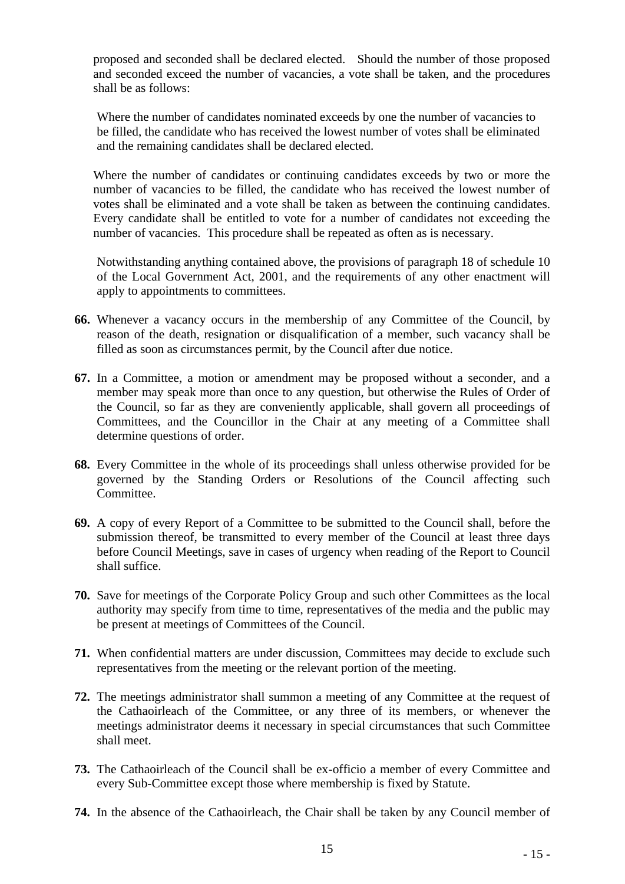proposed and seconded shall be declared elected. Should the number of those proposed and seconded exceed the number of vacancies, a vote shall be taken, and the procedures shall be as follows:

Where the number of candidates nominated exceeds by one the number of vacancies to be filled, the candidate who has received the lowest number of votes shall be eliminated and the remaining candidates shall be declared elected.

Where the number of candidates or continuing candidates exceeds by two or more the number of vacancies to be filled, the candidate who has received the lowest number of votes shall be eliminated and a vote shall be taken as between the continuing candidates. Every candidate shall be entitled to vote for a number of candidates not exceeding the number of vacancies. This procedure shall be repeated as often as is necessary.

Notwithstanding anything contained above, the provisions of paragraph 18 of schedule 10 of the Local Government Act, 2001, and the requirements of any other enactment will apply to appointments to committees.

**66.** Whenever a vacancy occurs in the membership of any Committee of the Council, by reason of the death, resignation or disqualification of a member, such vacancy shall be filled as soon as circumstances permit, by the Council after due notice.

**67.** In a Committee, a motion or amendment may be proposed without a seconder, and a member may speak more than once to any question, but otherwise the Rules of Order of the Council, so far as they are conveniently applicable, shall govern all proceedings of Committees, and the Councillor in the Chair at any meeting of a Committee shall determine questions of order.

**68.** Every Committee in the whole of its proceedings shall unless otherwise provided for be governed by the Standing Orders or Resolutions of the Council affecting such Committee.

**69.** A copy of every Report of a Committee to be submitted to the Council shall, before the submission thereof, be transmitted to every member of the Council at least three days before Council Meetings, save in cases of urgency when reading of the Report to Council shall suffice.

**70.** Save for meetings of the Corporate Policy Group and such other Committees as the local authority may specify from time to time, representatives of the media and the public may be present at meetings of Committees of the Council.

**71.** When confidential matters are under discussion, Committees may decide to exclude such representatives from the meeting or the relevant portion of the meeting.

**72.** The meetings administrator shall summon a meeting of any Committee at the request of the Cathaoirleach of the Committee, or any three of its members, or whenever the meetings administrator deems it necessary in special circumstances that such Committee shall meet.

**73.** The Cathaoirleach of the Council shall be ex-officio a member of every Committee and every Sub-Committee except those where membership is fixed by Statute.

**74.** In the absence of the Cathaoirleach, the Chair shall be taken by any Council member of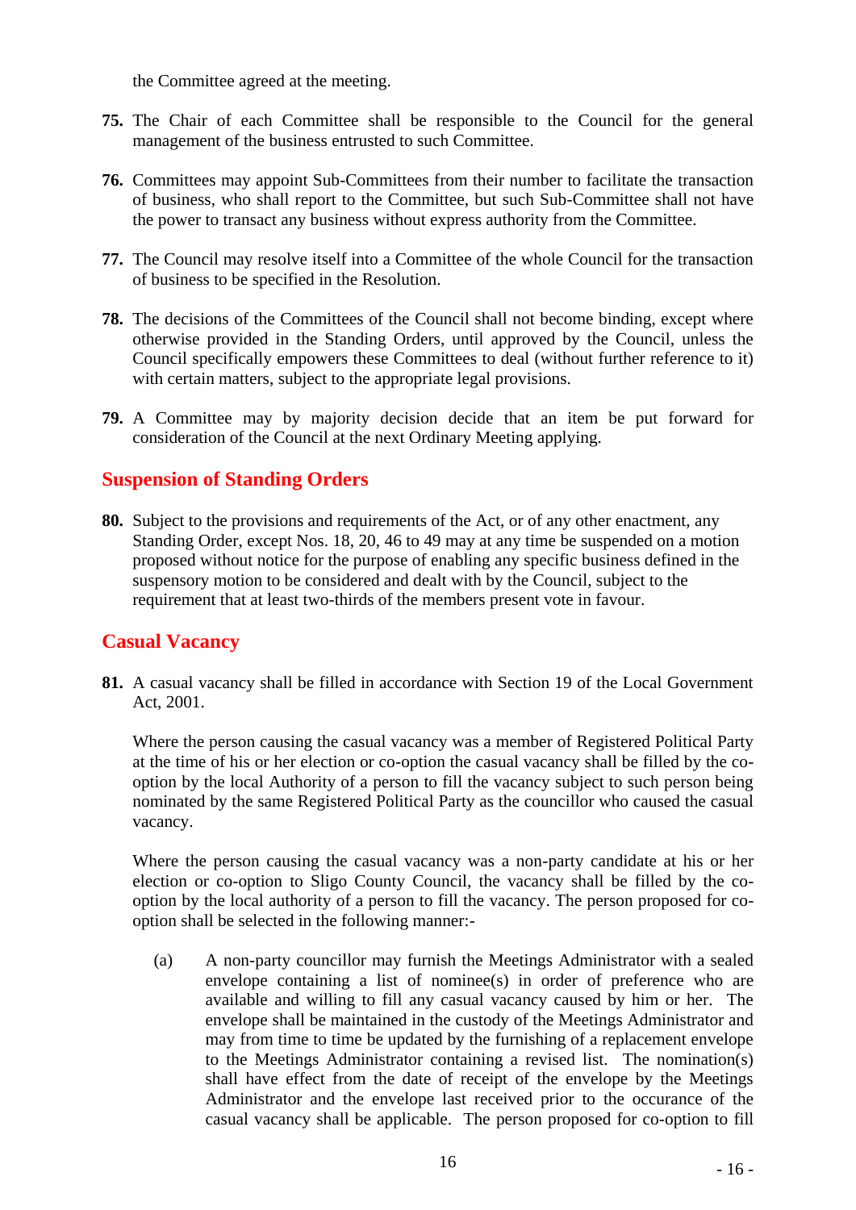the Committee agreed at the meeting.

**75.** The Chair of each Committee shall be responsible to the Council for the general management of the business entrusted to such Committee.

**76.** Committees may appoint Sub-Committees from their number to facilitate the transaction of business, who shall report to the Committee, but such Sub-Committee shall not have the power to transact any business without express authority from the Committee.

**77.** The Council may resolve itself into a Committee of the whole Council for the transaction of business to be specified in the Resolution.

**78.** The decisions of the Committees of the Council shall not become binding, except where otherwise provided in the Standing Orders, until approved by the Council, unless the Council specifically empowers these Committees to deal (without further reference to it) with certain matters, subject to the appropriate legal provisions.

**79.** A Committee may by majority decision decide that an item be put forward for consideration of the Council at the next Ordinary Meeting applying.

## Suspension of Standing Orders

**80.** Subject to the provisions and requirements of the Act, or of any other enactment, any Standing Order, except Nos. 18, 20, 46 to 49 may at any time be suspended on a motion proposed without notice for the purpose of enabling any specific business defined in the suspensory motion to be considered and dealt with by the Council, subject to the requirement that at least two-thirds of the members present vote in favour.

## Casual Vacancy

**81.** A casual vacancy shall be filled in accordance with Section 19 of the Local Government Act, 2001.

Where the person causing the casual vacancy was a member of Registered Political Party at the time of his or her election or co-option the casual vacancy shall be filled by the co-option by the local Authority of a person to fill the vacancy subject to such person being nominated by the same Registered Political Party as the councillor who caused the casual vacancy.

Where the person causing the casual vacancy was a non-party candidate at his or her election or co-option to Sligo County Council, the vacancy shall be filled by the co-option by the local authority of a person to fill the vacancy. The person proposed for co-option shall be selected in the following manner:-

(a) A non-party councillor may furnish the Meetings Administrator with a sealed envelope containing a list of nominee(s) in order of preference who are available and willing to fill any casual vacancy caused by him or her. The envelope shall be maintained in the custody of the Meetings Administrator and may from time to time be updated by the furnishing of a replacement envelope to the Meetings Administrator containing a revised list. The nomination(s) shall have effect from the date of receipt of the envelope by the Meetings Administrator and the envelope last received prior to the occurance of the casual vacancy shall be applicable. The person proposed for co-option to fill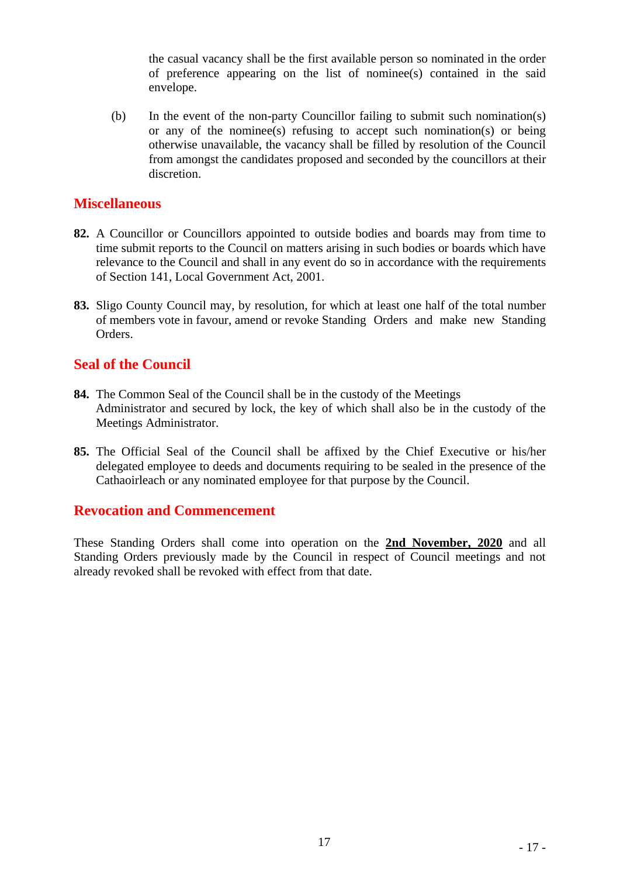the casual vacancy shall be the first available person so nominated in the order of preference appearing on the list of nominee(s) contained in the said envelope.

(b) In the event of the non-party Councillor failing to submit such nomination(s) or any of the nominee(s) refusing to accept such nomination(s) or being otherwise unavailable, the vacancy shall be filled by resolution of the Council from amongst the candidates proposed and seconded by the councillors at their discretion.

## Miscellaneous

**82.** A Councillor or Councillors appointed to outside bodies and boards may from time to time submit reports to the Council on matters arising in such bodies or boards which have relevance to the Council and shall in any event do so in accordance with the requirements of Section 141, Local Government Act, 2001.

**83.** Sligo County Council may, by resolution, for which at least one half of the total number of members vote in favour, amend or revoke Standing Orders and make new Standing Orders.

## Seal of the Council

**84.** The Common Seal of the Council shall be in the custody of the Meetings Administrator and secured by lock, the key of which shall also be in the custody of the Meetings Administrator.

**85.** The Official Seal of the Council shall be affixed by the Chief Executive or his/her delegated employee to deeds and documents requiring to be sealed in the presence of the Cathaoirleach or any nominated employee for that purpose by the Council.

## Revocation and Commencement

These Standing Orders shall come into operation on the **2nd November, 2020** and all Standing Orders previously made by the Council in respect of Council meetings and not already revoked shall be revoked with effect from that date.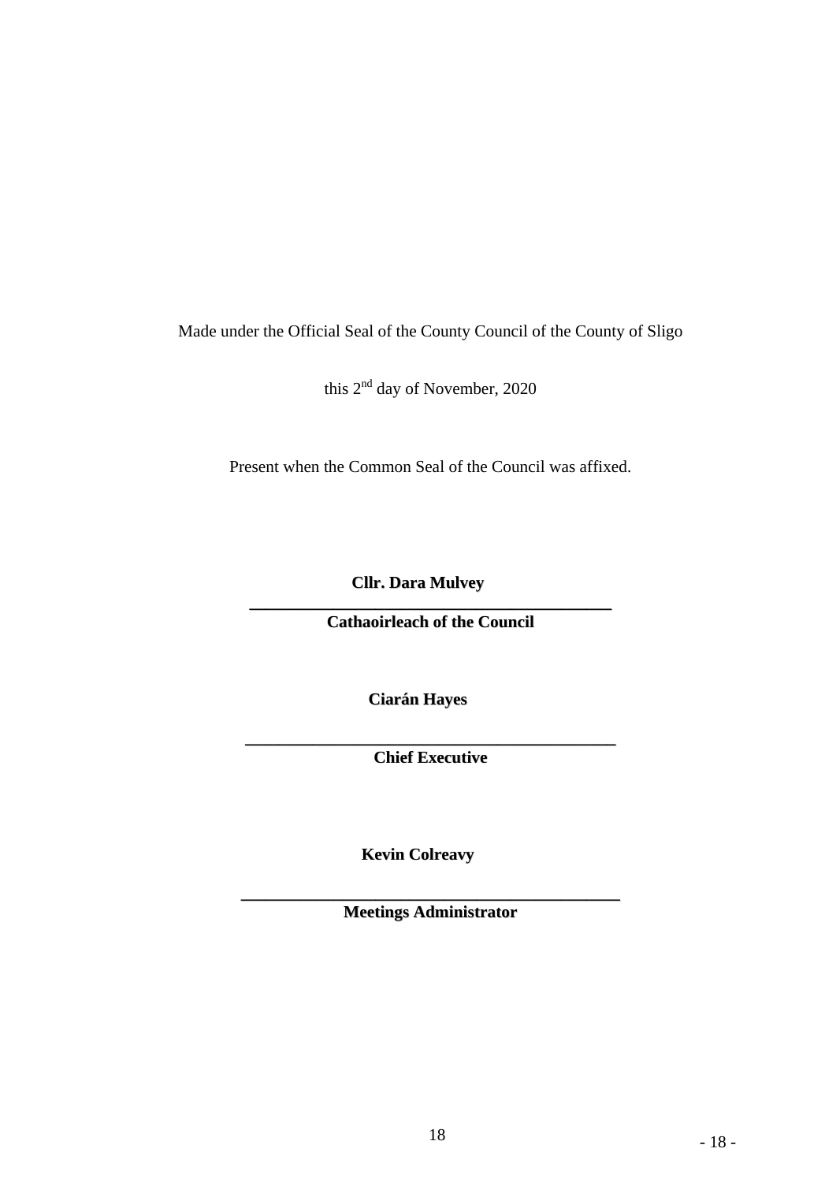Made under the Official Seal of the County Council of the County of Sligo

this 2nd day of November, 2020

Present when the Common Seal of the Council was affixed.

**Cllr. Dara Mulvey**

\_\_\_\_\_\_\_\_\_\_\_\_\_\_\_\_\_\_\_\_\_\_\_\_\_\_\_\_\_\_\_\_\_\_\_\_\_\_\_\_

**Cathaoirleach of the Council**

**Ciarán Hayes**

\_\_\_\_\_\_\_\_\_\_\_\_\_\_\_\_\_\_\_\_\_\_\_\_\_\_\_\_\_\_\_\_\_\_\_\_\_\_\_\_

**Chief Executive**

**Kevin Colreavy**

\_\_\_\_\_\_\_\_\_\_\_\_\_\_\_\_\_\_\_\_\_\_\_\_\_\_\_\_\_\_\_\_\_\_\_\_\_\_\_\_

**Meetings Administrator**